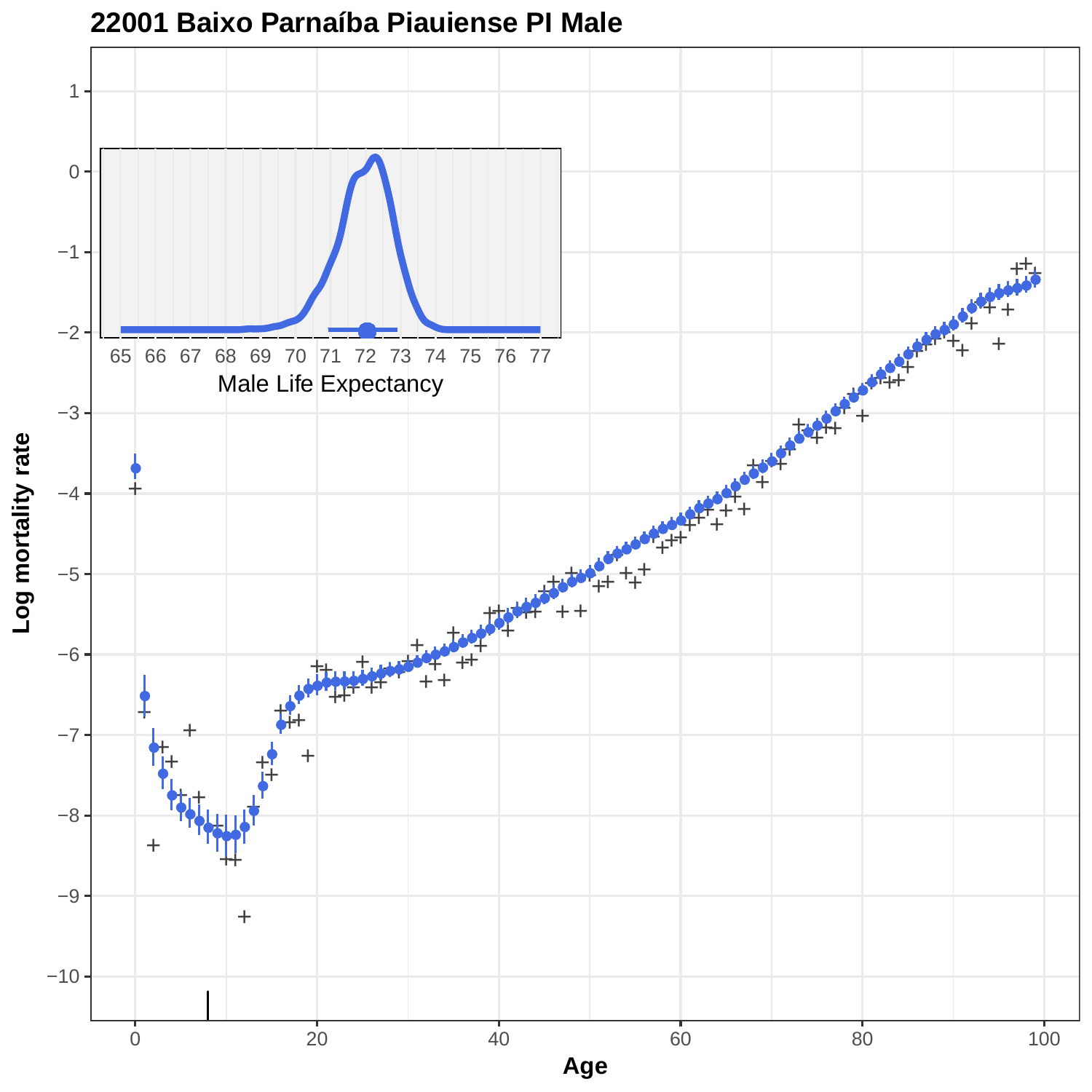# 22001 Baixo Parnaíba Piauiense PI Male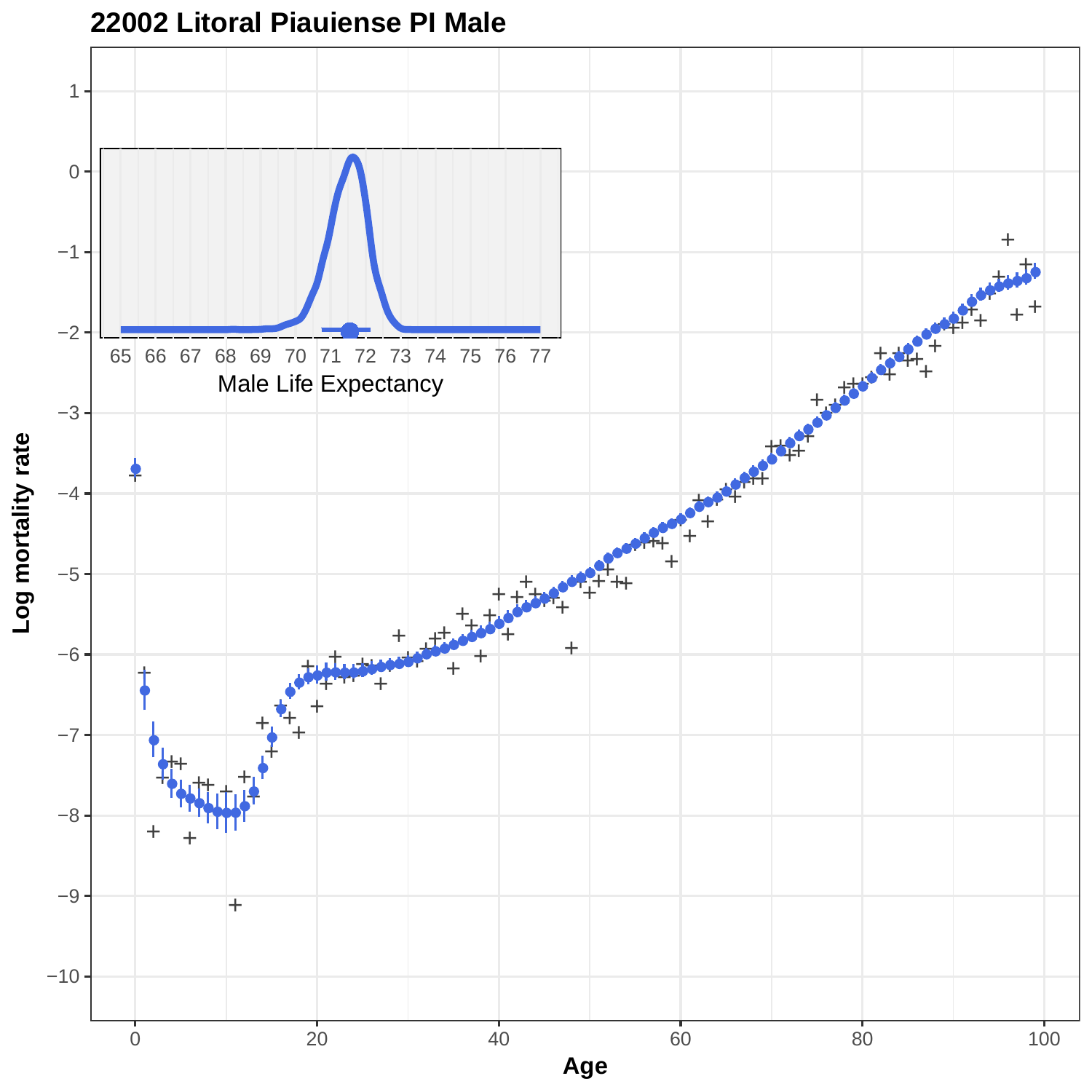# 22002 Litoral Piauiense PI Male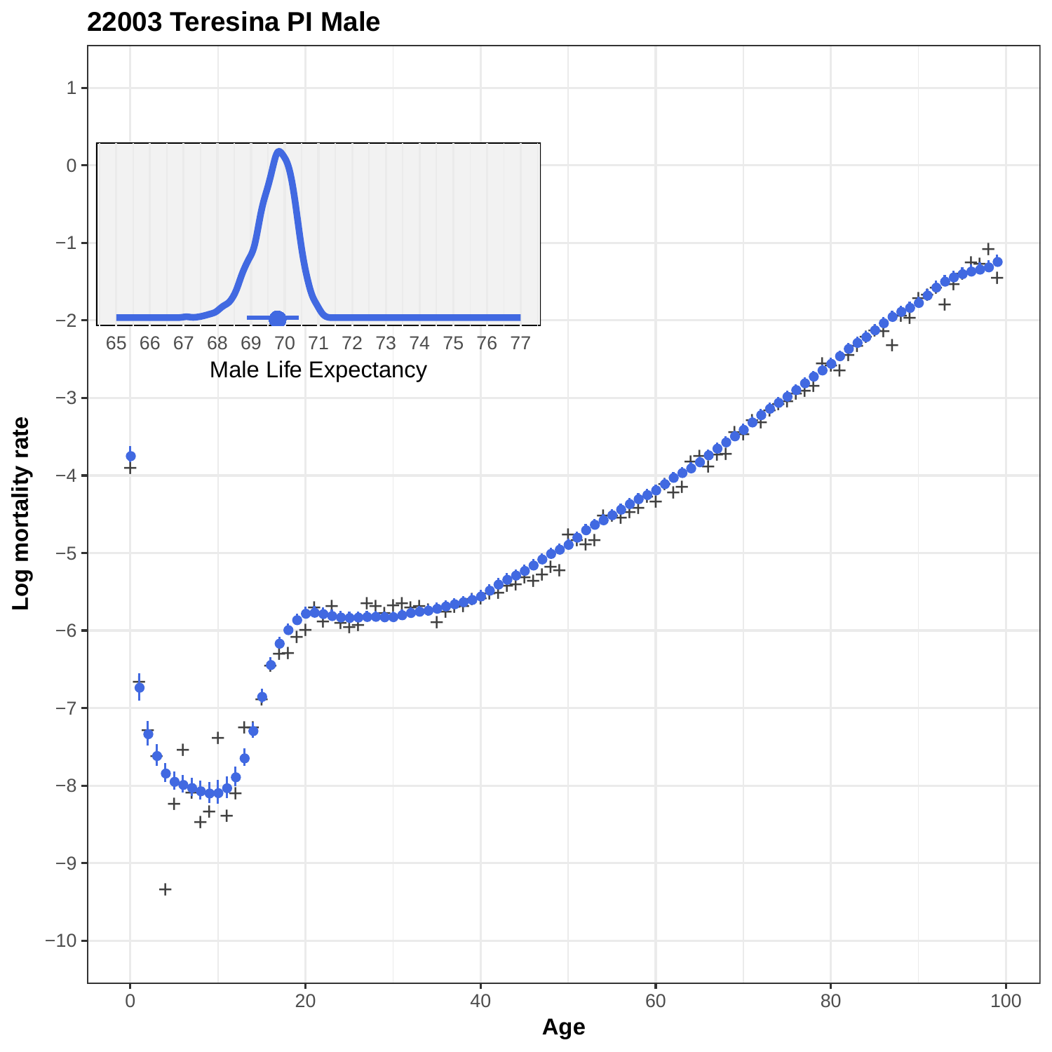## 22003 Teresina PI Male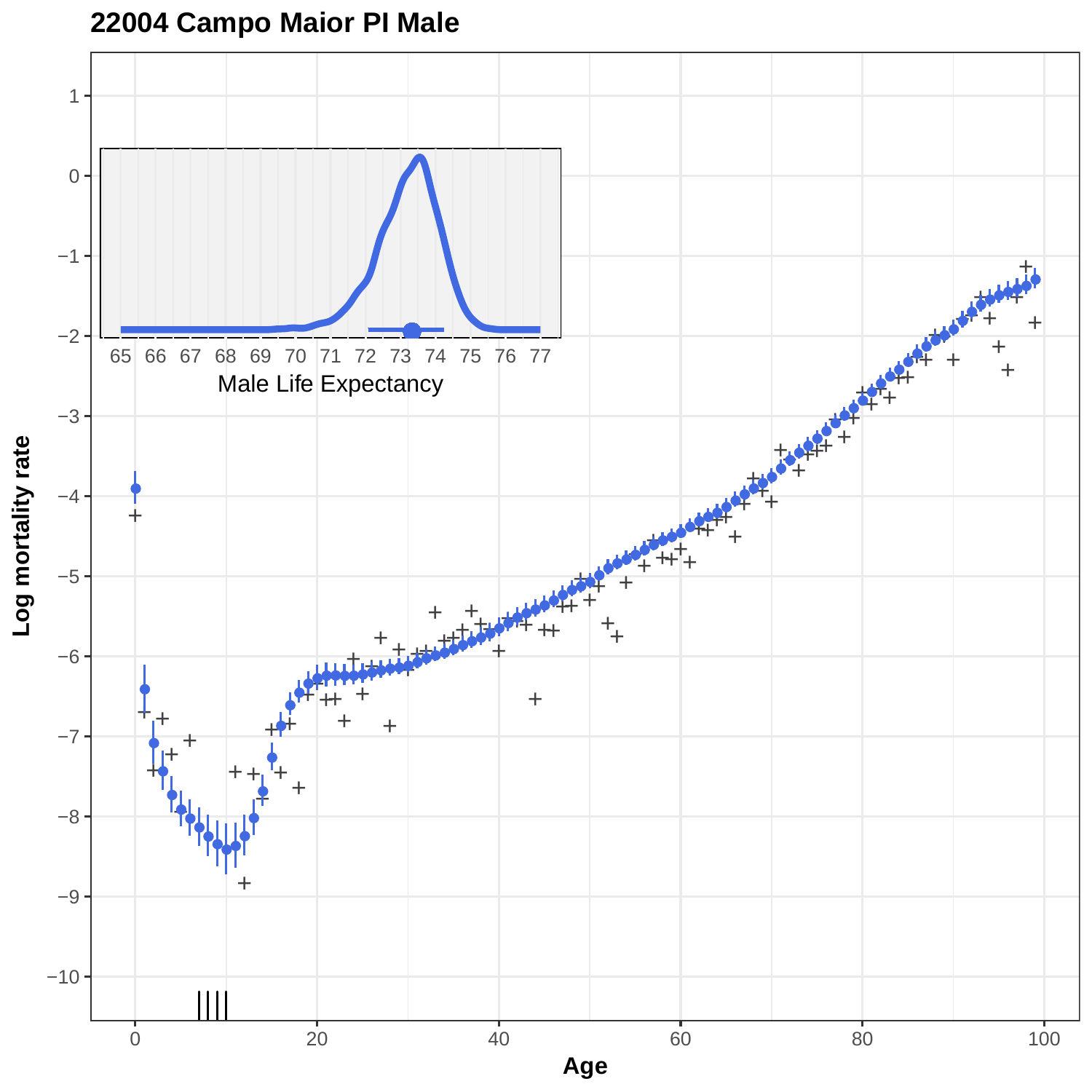# 22004 Campo Maior PI Male

Male Life Expectancy

Log mortality rate

Age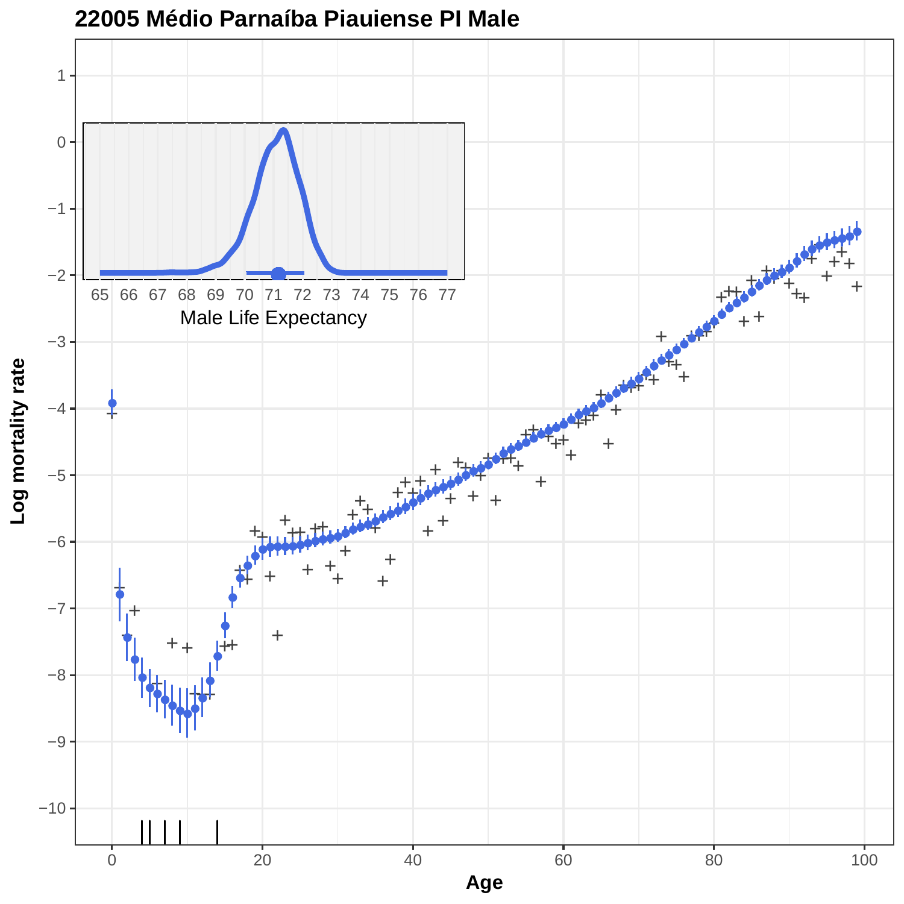# 22005 Médio Parnaíba Piauiense PI Male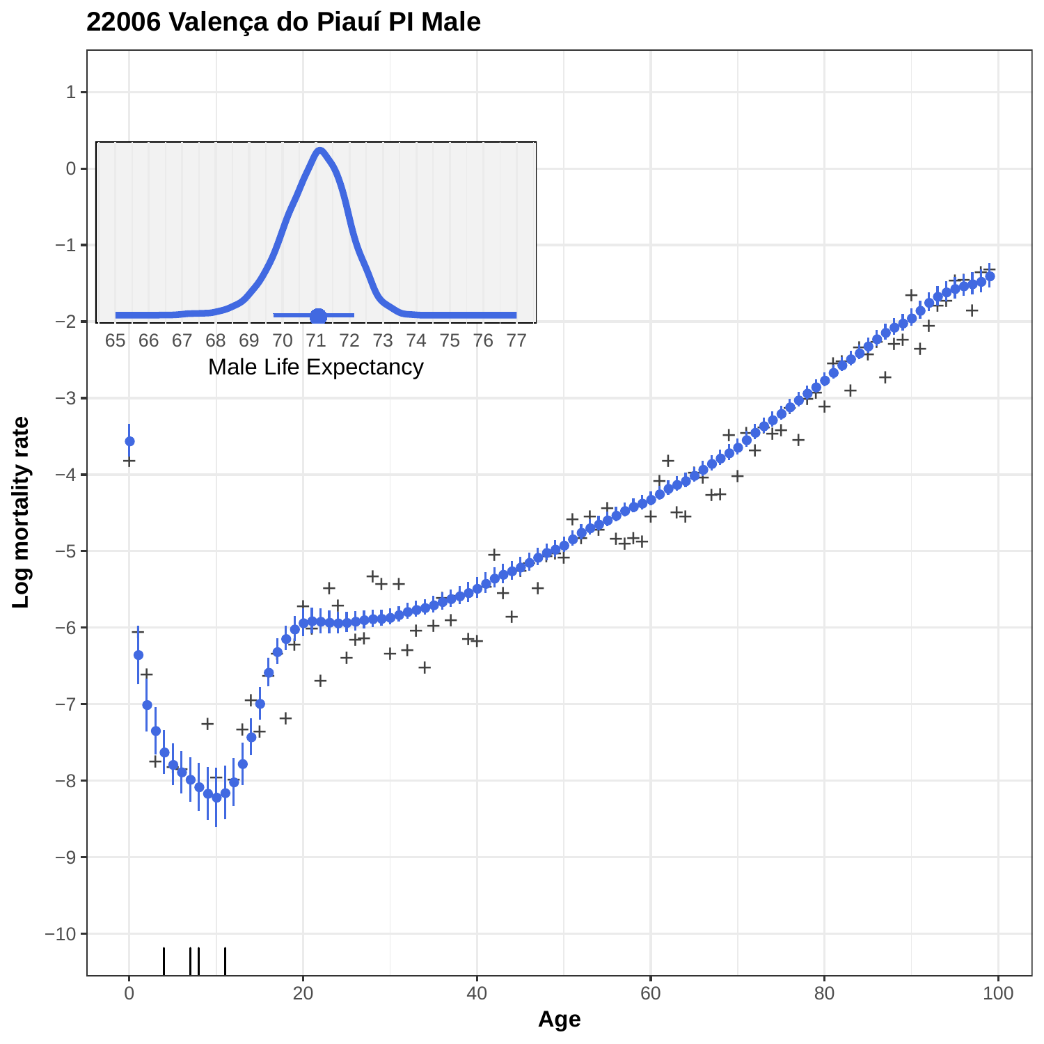# 22006 Valença do Piauí PI Male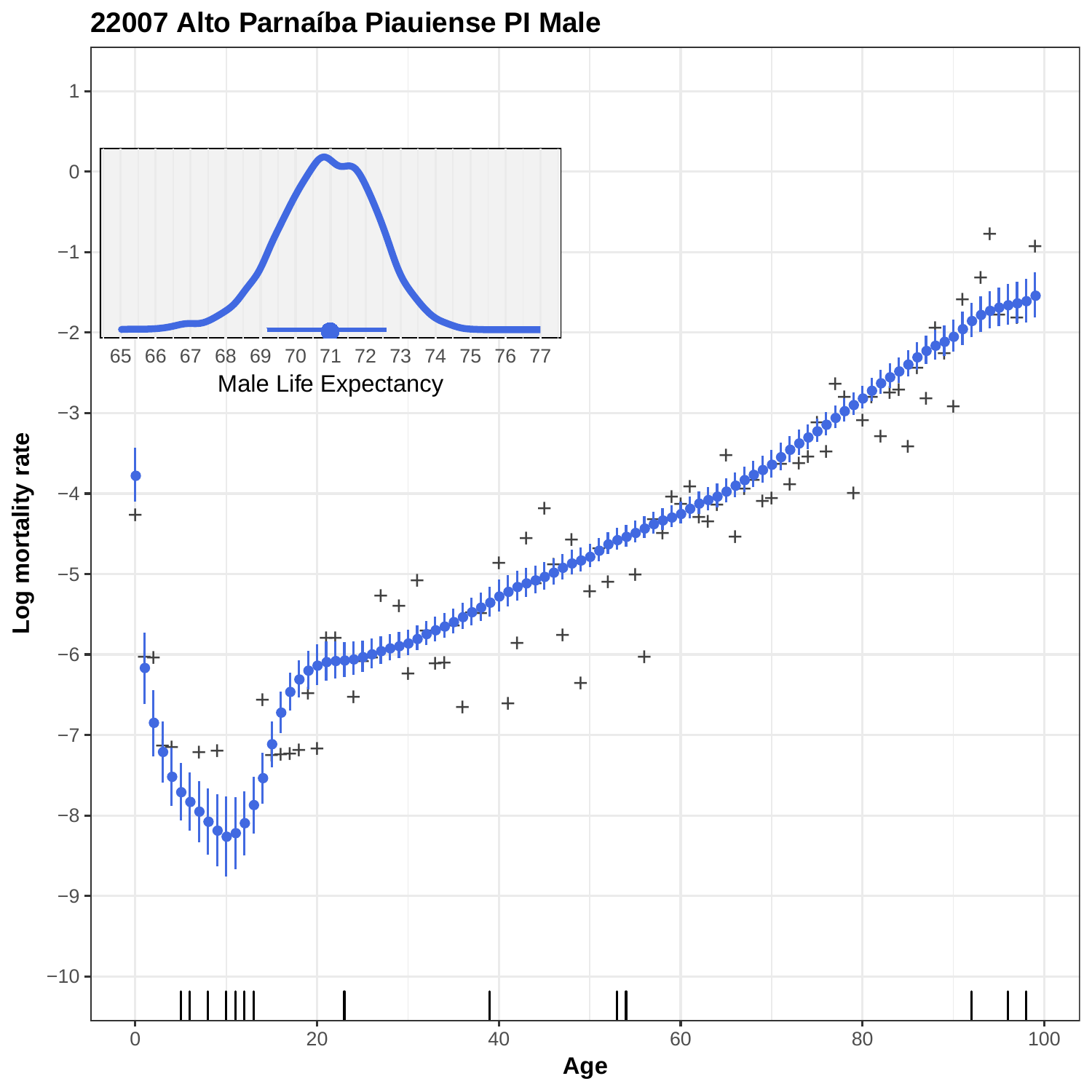# 22007 Alto Parnaíba Piauiense PI Male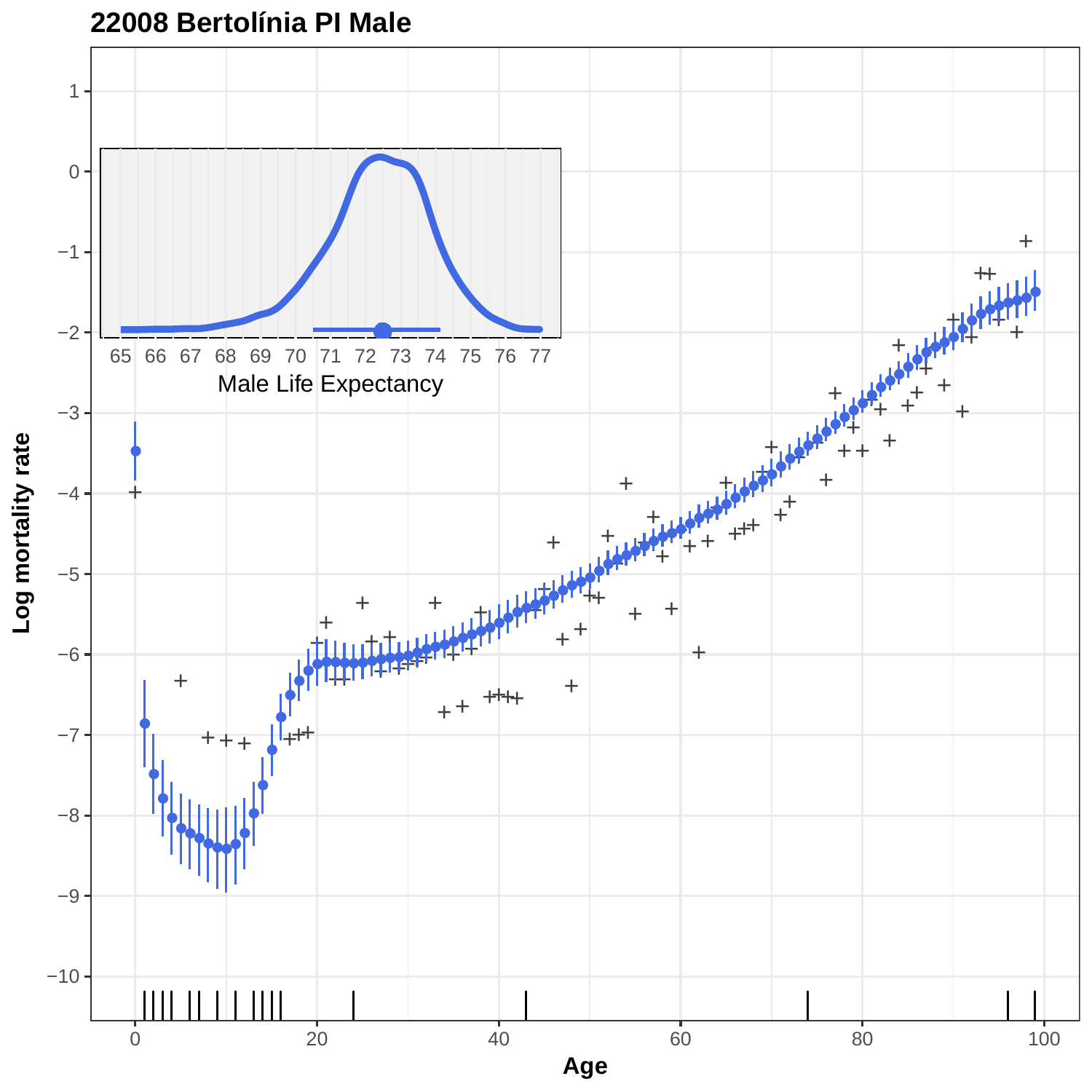## 22008 Bertolínia PI Male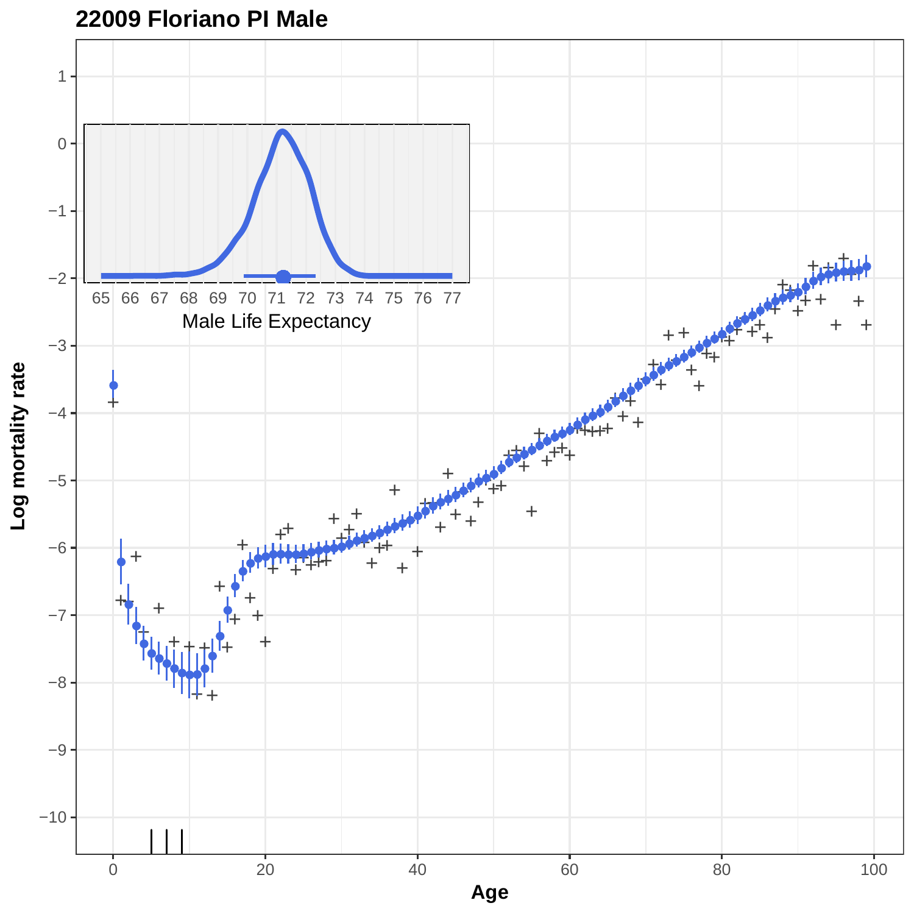# 22009 Floriano PI Male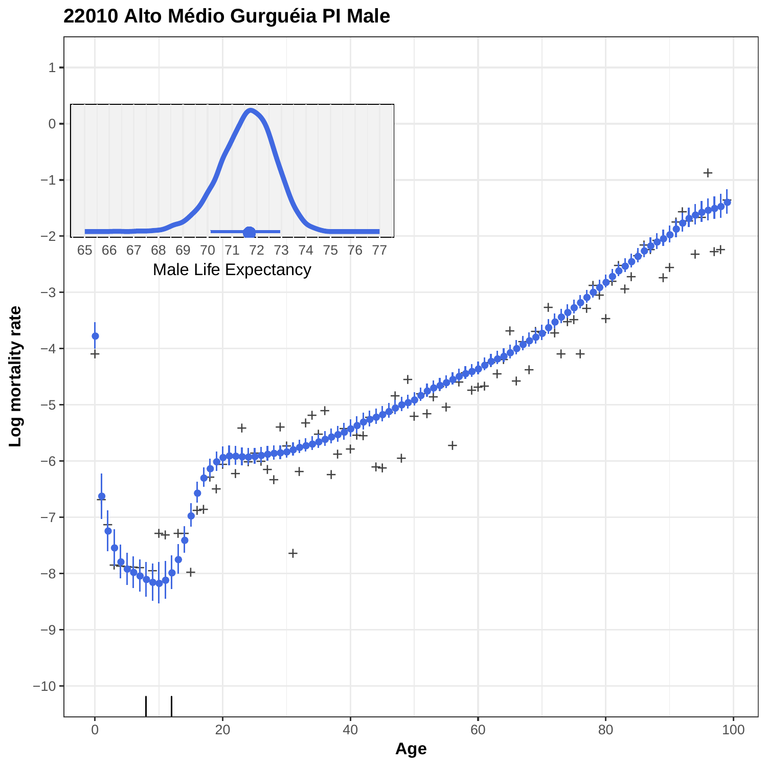# 22010 Alto Médio Gurguéia PI Male

Male Life Expectancy

Log mortality rate

Age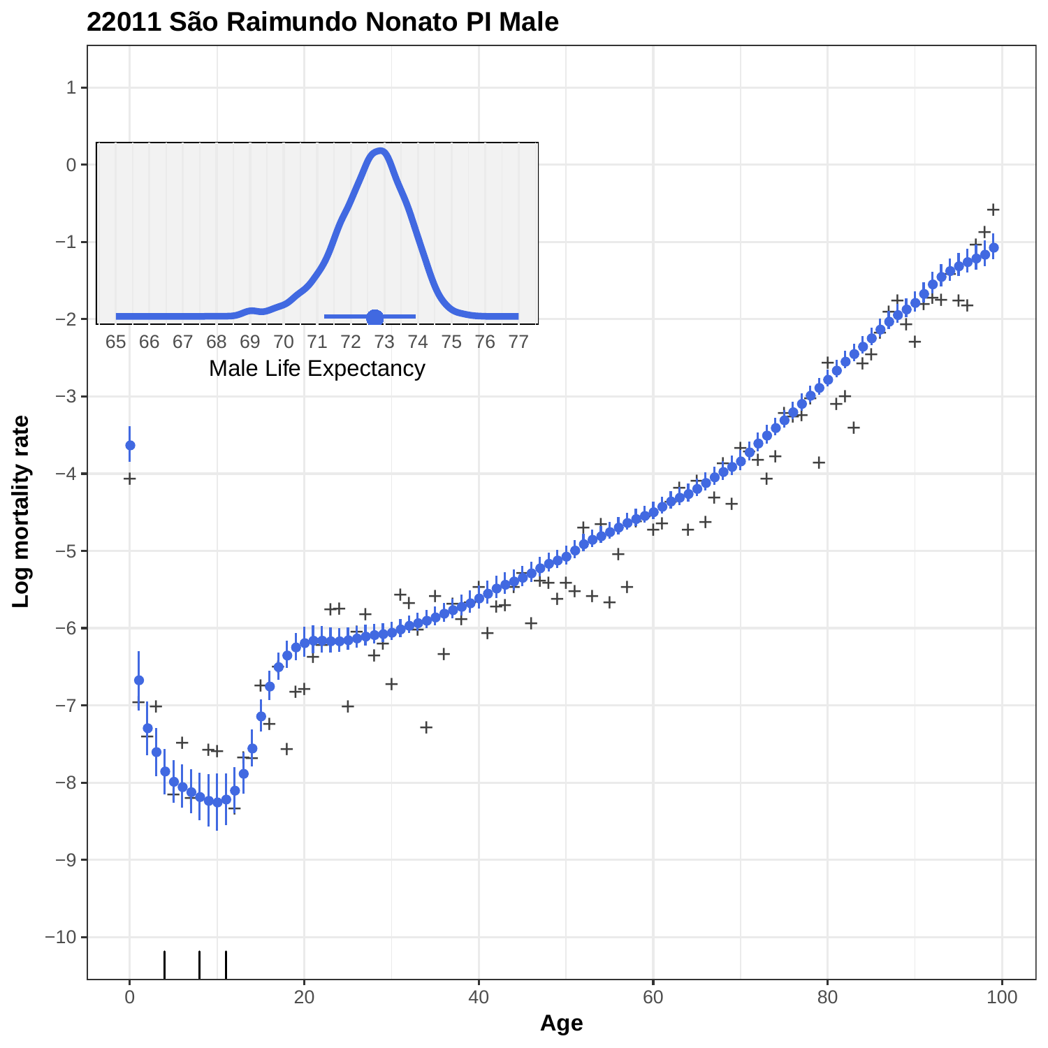# 22011 São Raimundo Nonato PI Male

Male Life Expectancy

Log mortality rate

Age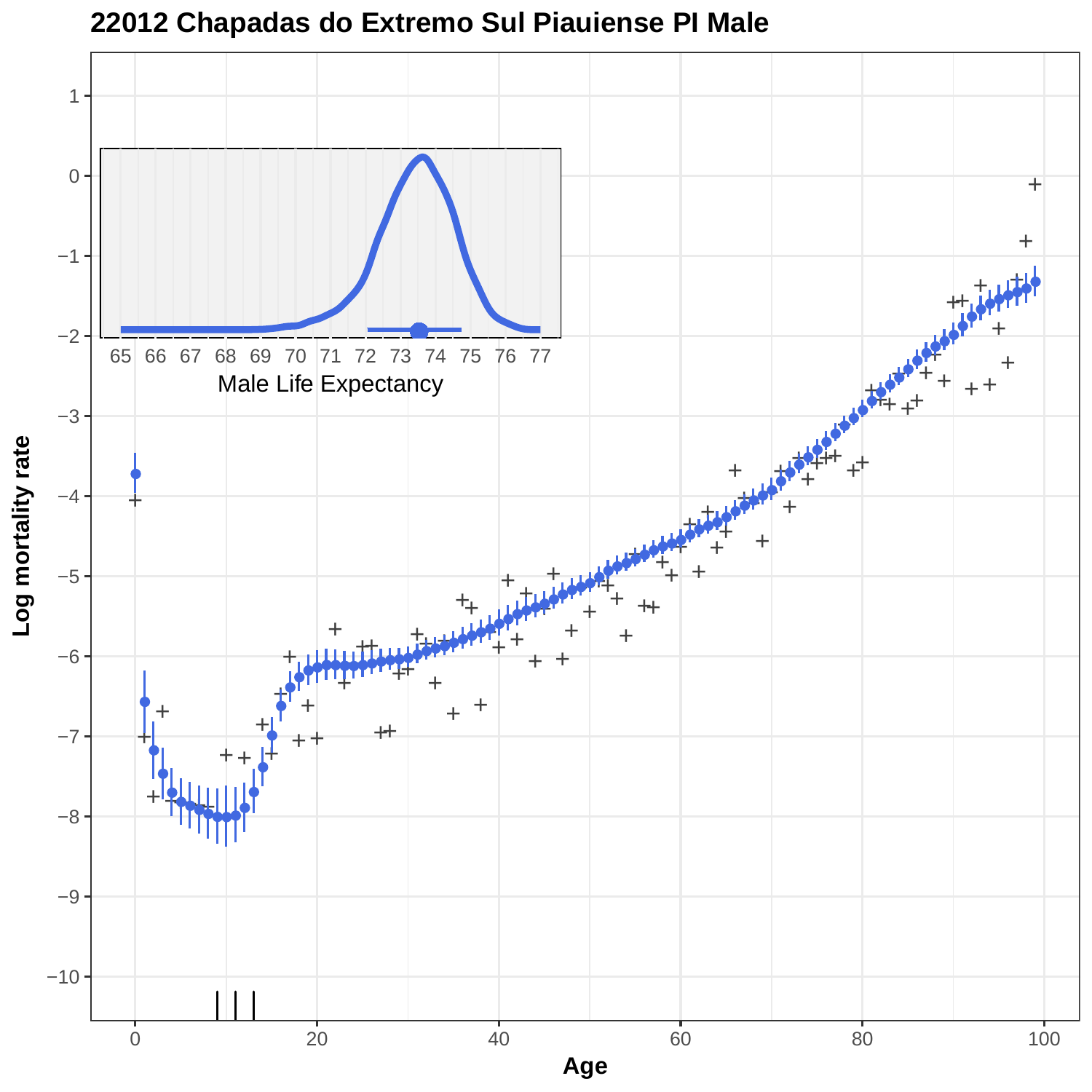# 22012 Chapadas do Extremo Sul Piauiense PI Male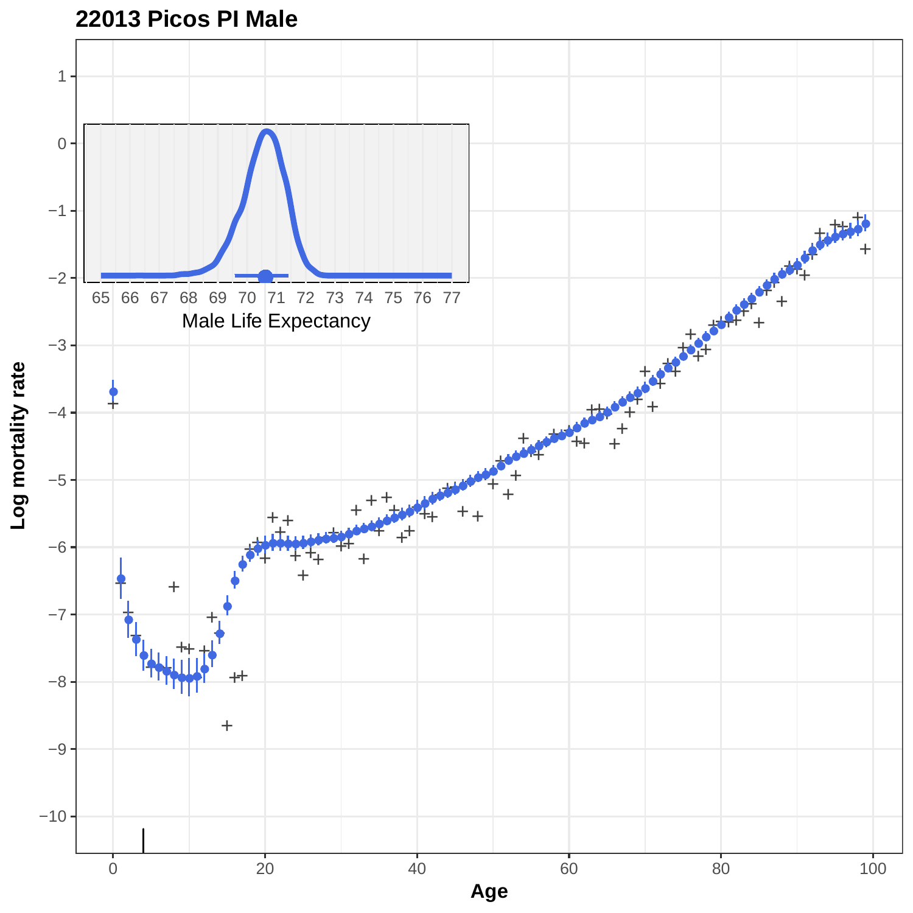**22013 Picos PI Male**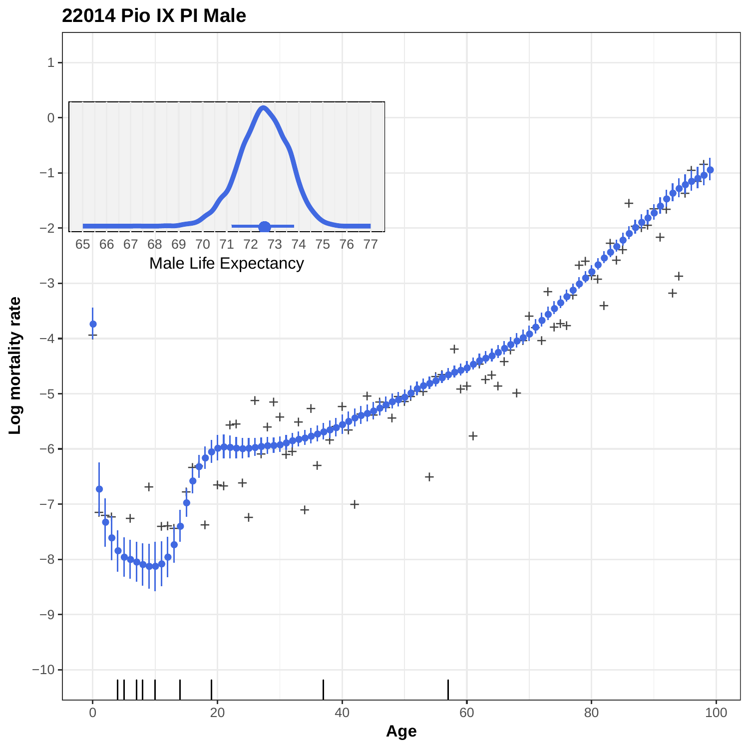**22014 Pio IX PI Male**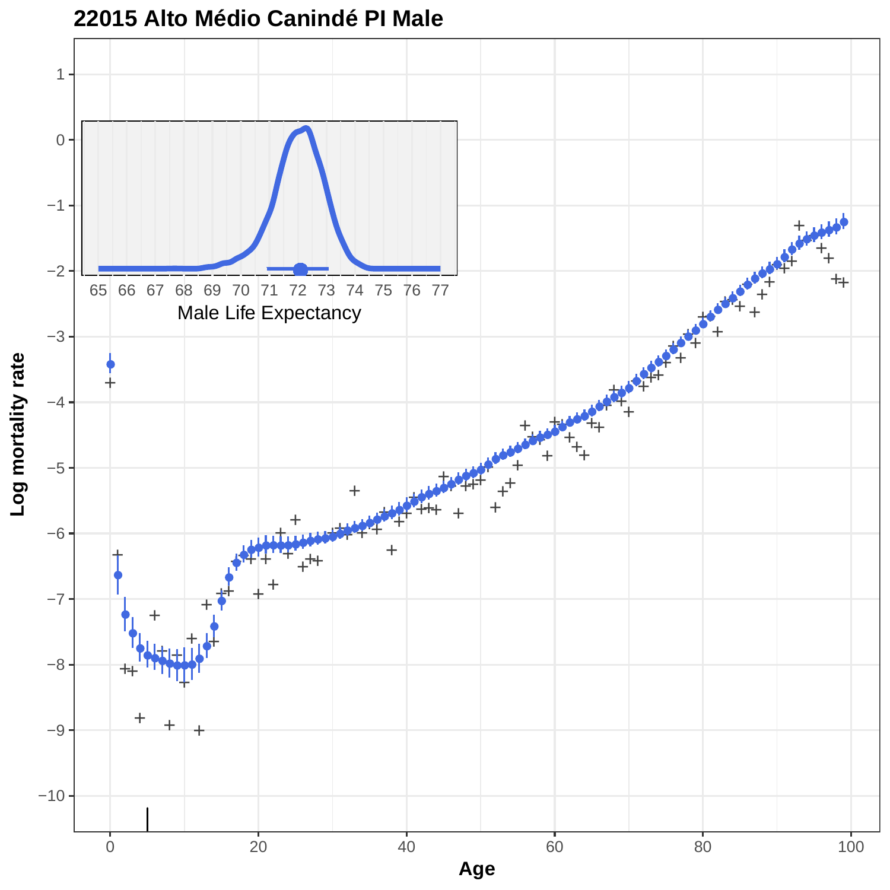# 22015 Alto Médio Canindé PI Male

Log mortality rate

1
0
−1
−2
−3
−4
−5
−6
−7
−8
−9
−10

Age

0
20
40
60
80
100

Male Life Expectancy

65
66
67
68
69
70
71
72
73
74
75
76
77